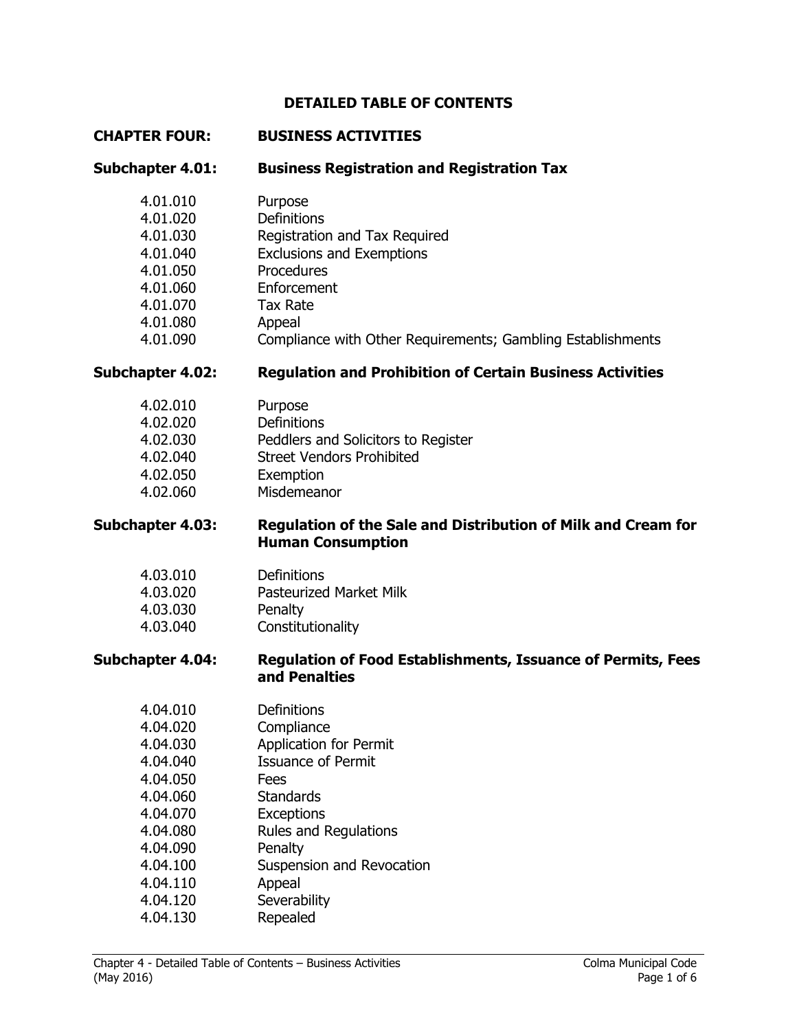# DETAILED TABLE OF CONTENTS

## CHAPTER FOUR: BUSINESS ACTIVITIES

### Subchapter 4.01: Business Registration and Registration Tax

| | |
|---|---|
| 4.01.010 | Purpose |
| 4.01.020 | Definitions |
| 4.01.030 | Registration and Tax Required |
| 4.01.040 | Exclusions and Exemptions |
| 4.01.050 | Procedures |
| 4.01.060 | Enforcement |
| 4.01.070 | Tax Rate |
| 4.01.080 | Appeal |
| 4.01.090 | Compliance with Other Requirements; Gambling Establishments |

### Subchapter 4.02: Regulation and Prohibition of Certain Business Activities

| | |
|---|---|
| 4.02.010 | Purpose |
| 4.02.020 | Definitions |
| 4.02.030 | Peddlers and Solicitors to Register |
| 4.02.040 | Street Vendors Prohibited |
| 4.02.050 | Exemption |
| 4.02.060 | Misdemeanor |

### Subchapter 4.03: Regulation of the Sale and Distribution of Milk and Cream for Human Consumption

| | |
|---|---|
| 4.03.010 | Definitions |
| 4.03.020 | Pasteurized Market Milk |
| 4.03.030 | Penalty |
| 4.03.040 | Constitutionality |

### Subchapter 4.04: Regulation of Food Establishments, Issuance of Permits, Fees and Penalties

| | |
|---|---|
| 4.04.010 | Definitions |
| 4.04.020 | Compliance |
| 4.04.030 | Application for Permit |
| 4.04.040 | Issuance of Permit |
| 4.04.050 | Fees |
| 4.04.060 | Standards |
| 4.04.070 | Exceptions |
| 4.04.080 | Rules and Regulations |
| 4.04.090 | Penalty |
| 4.04.100 | Suspension and Revocation |
| 4.04.110 | Appeal |
| 4.04.120 | Severability |
| 4.04.130 | Repealed |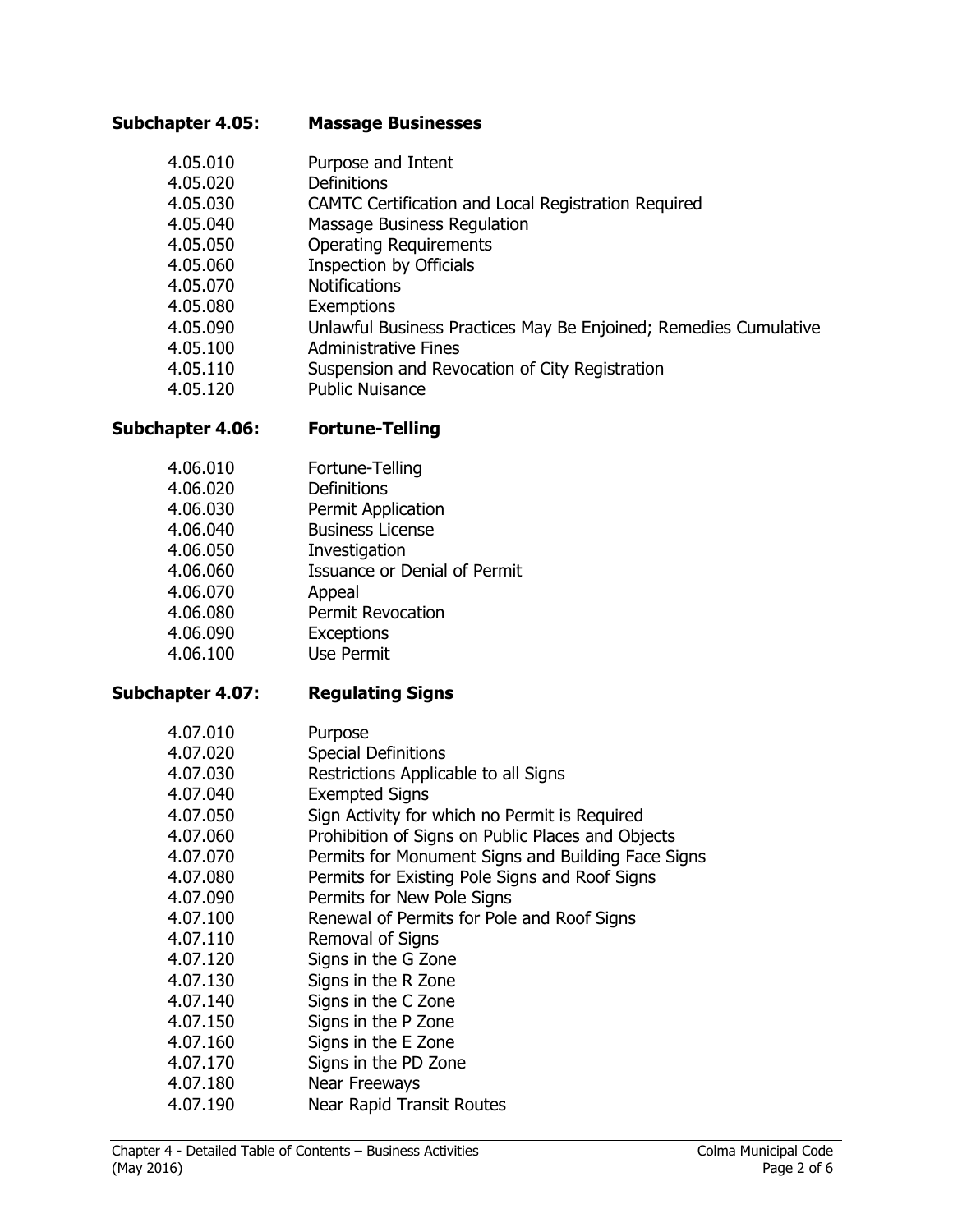## Subchapter 4.05: Massage Businesses

| | |
|---|---|
| 4.05.010 | Purpose and Intent |
| 4.05.020 | Definitions |
| 4.05.030 | CAMTC Certification and Local Registration Required |
| 4.05.040 | Massage Business Regulation |
| 4.05.050 | Operating Requirements |
| 4.05.060 | Inspection by Officials |
| 4.05.070 | Notifications |
| 4.05.080 | Exemptions |
| 4.05.090 | Unlawful Business Practices May Be Enjoined; Remedies Cumulative |
| 4.05.100 | Administrative Fines |
| 4.05.110 | Suspension and Revocation of City Registration |
| 4.05.120 | Public Nuisance |

## Subchapter 4.06: Fortune-Telling

| | |
|---|---|
| 4.06.010 | Fortune-Telling |
| 4.06.020 | Definitions |
| 4.06.030 | Permit Application |
| 4.06.040 | Business License |
| 4.06.050 | Investigation |
| 4.06.060 | Issuance or Denial of Permit |
| 4.06.070 | Appeal |
| 4.06.080 | Permit Revocation |
| 4.06.090 | Exceptions |
| 4.06.100 | Use Permit |

## Subchapter 4.07: Regulating Signs

| | |
|---|---|
| 4.07.010 | Purpose |
| 4.07.020 | Special Definitions |
| 4.07.030 | Restrictions Applicable to all Signs |
| 4.07.040 | Exempted Signs |
| 4.07.050 | Sign Activity for which no Permit is Required |
| 4.07.060 | Prohibition of Signs on Public Places and Objects |
| 4.07.070 | Permits for Monument Signs and Building Face Signs |
| 4.07.080 | Permits for Existing Pole Signs and Roof Signs |
| 4.07.090 | Permits for New Pole Signs |
| 4.07.100 | Renewal of Permits for Pole and Roof Signs |
| 4.07.110 | Removal of Signs |
| 4.07.120 | Signs in the G Zone |
| 4.07.130 | Signs in the R Zone |
| 4.07.140 | Signs in the C Zone |
| 4.07.150 | Signs in the P Zone |
| 4.07.160 | Signs in the E Zone |
| 4.07.170 | Signs in the PD Zone |
| 4.07.180 | Near Freeways |
| 4.07.190 | Near Rapid Transit Routes |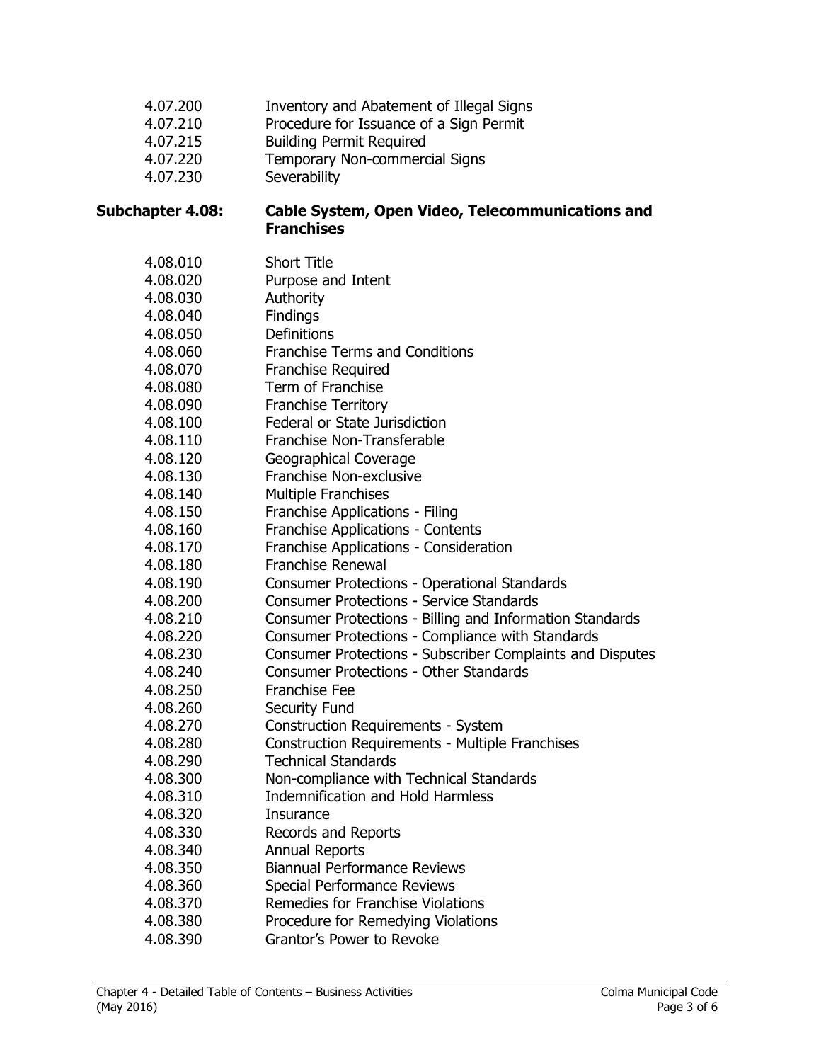| | |
|---|---|
| 4.07.200 | Inventory and Abatement of Illegal Signs |
| 4.07.210 | Procedure for Issuance of a Sign Permit |
| 4.07.215 | Building Permit Required |
| 4.07.220 | Temporary Non-commercial Signs |
| 4.07.230 | Severability |

**Subchapter 4.08: Cable System, Open Video, Telecommunications and Franchises**

| | |
|---|---|
| 4.08.010 | Short Title |
| 4.08.020 | Purpose and Intent |
| 4.08.030 | Authority |
| 4.08.040 | Findings |
| 4.08.050 | Definitions |
| 4.08.060 | Franchise Terms and Conditions |
| 4.08.070 | Franchise Required |
| 4.08.080 | Term of Franchise |
| 4.08.090 | Franchise Territory |
| 4.08.100 | Federal or State Jurisdiction |
| 4.08.110 | Franchise Non-Transferable |
| 4.08.120 | Geographical Coverage |
| 4.08.130 | Franchise Non-exclusive |
| 4.08.140 | Multiple Franchises |
| 4.08.150 | Franchise Applications - Filing |
| 4.08.160 | Franchise Applications - Contents |
| 4.08.170 | Franchise Applications - Consideration |
| 4.08.180 | Franchise Renewal |
| 4.08.190 | Consumer Protections - Operational Standards |
| 4.08.200 | Consumer Protections - Service Standards |
| 4.08.210 | Consumer Protections - Billing and Information Standards |
| 4.08.220 | Consumer Protections - Compliance with Standards |
| 4.08.230 | Consumer Protections - Subscriber Complaints and Disputes |
| 4.08.240 | Consumer Protections - Other Standards |
| 4.08.250 | Franchise Fee |
| 4.08.260 | Security Fund |
| 4.08.270 | Construction Requirements - System |
| 4.08.280 | Construction Requirements - Multiple Franchises |
| 4.08.290 | Technical Standards |
| 4.08.300 | Non-compliance with Technical Standards |
| 4.08.310 | Indemnification and Hold Harmless |
| 4.08.320 | Insurance |
| 4.08.330 | Records and Reports |
| 4.08.340 | Annual Reports |
| 4.08.350 | Biannual Performance Reviews |
| 4.08.360 | Special Performance Reviews |
| 4.08.370 | Remedies for Franchise Violations |
| 4.08.380 | Procedure for Remedying Violations |
| 4.08.390 | Grantor's Power to Revoke |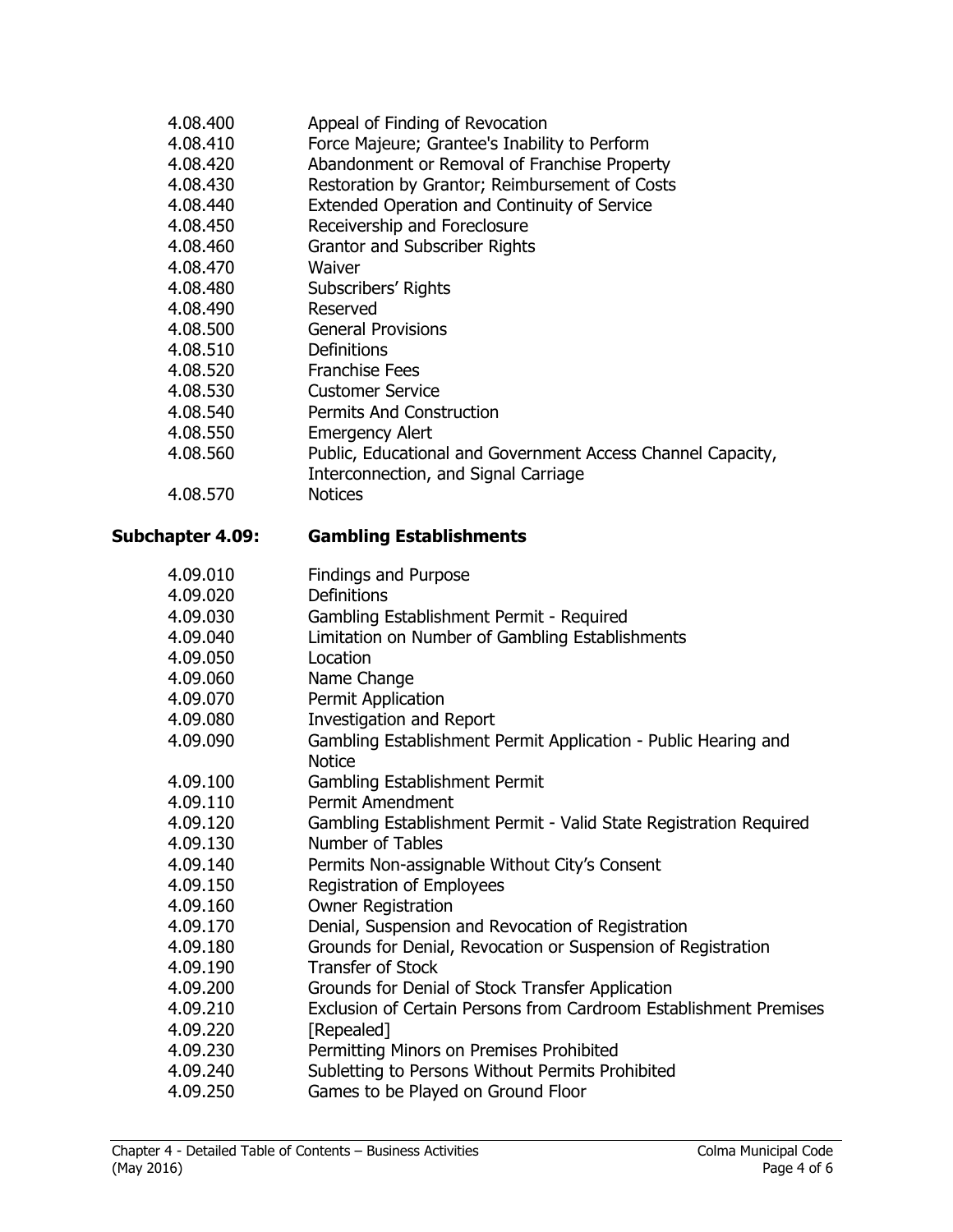| | |
|---|---|
| 4.08.400 | Appeal of Finding of Revocation |
| 4.08.410 | Force Majeure; Grantee's Inability to Perform |
| 4.08.420 | Abandonment or Removal of Franchise Property |
| 4.08.430 | Restoration by Grantor; Reimbursement of Costs |
| 4.08.440 | Extended Operation and Continuity of Service |
| 4.08.450 | Receivership and Foreclosure |
| 4.08.460 | Grantor and Subscriber Rights |
| 4.08.470 | Waiver |
| 4.08.480 | Subscribers' Rights |
| 4.08.490 | Reserved |
| 4.08.500 | General Provisions |
| 4.08.510 | Definitions |
| 4.08.520 | Franchise Fees |
| 4.08.530 | Customer Service |
| 4.08.540 | Permits And Construction |
| 4.08.550 | Emergency Alert |
| 4.08.560 | Public, Educational and Government Access Channel Capacity, Interconnection, and Signal Carriage |
| 4.08.570 | Notices |

## Subchapter 4.09: Gambling Establishments

| | |
|---|---|
| 4.09.010 | Findings and Purpose |
| 4.09.020 | Definitions |
| 4.09.030 | Gambling Establishment Permit - Required |
| 4.09.040 | Limitation on Number of Gambling Establishments |
| 4.09.050 | Location |
| 4.09.060 | Name Change |
| 4.09.070 | Permit Application |
| 4.09.080 | Investigation and Report |
| 4.09.090 | Gambling Establishment Permit Application - Public Hearing and Notice |
| 4.09.100 | Gambling Establishment Permit |
| 4.09.110 | Permit Amendment |
| 4.09.120 | Gambling Establishment Permit - Valid State Registration Required |
| 4.09.130 | Number of Tables |
| 4.09.140 | Permits Non-assignable Without City's Consent |
| 4.09.150 | Registration of Employees |
| 4.09.160 | Owner Registration |
| 4.09.170 | Denial, Suspension and Revocation of Registration |
| 4.09.180 | Grounds for Denial, Revocation or Suspension of Registration |
| 4.09.190 | Transfer of Stock |
| 4.09.200 | Grounds for Denial of Stock Transfer Application |
| 4.09.210 | Exclusion of Certain Persons from Cardroom Establishment Premises |
| 4.09.220 | [Repealed] |
| 4.09.230 | Permitting Minors on Premises Prohibited |
| 4.09.240 | Subletting to Persons Without Permits Prohibited |
| 4.09.250 | Games to be Played on Ground Floor |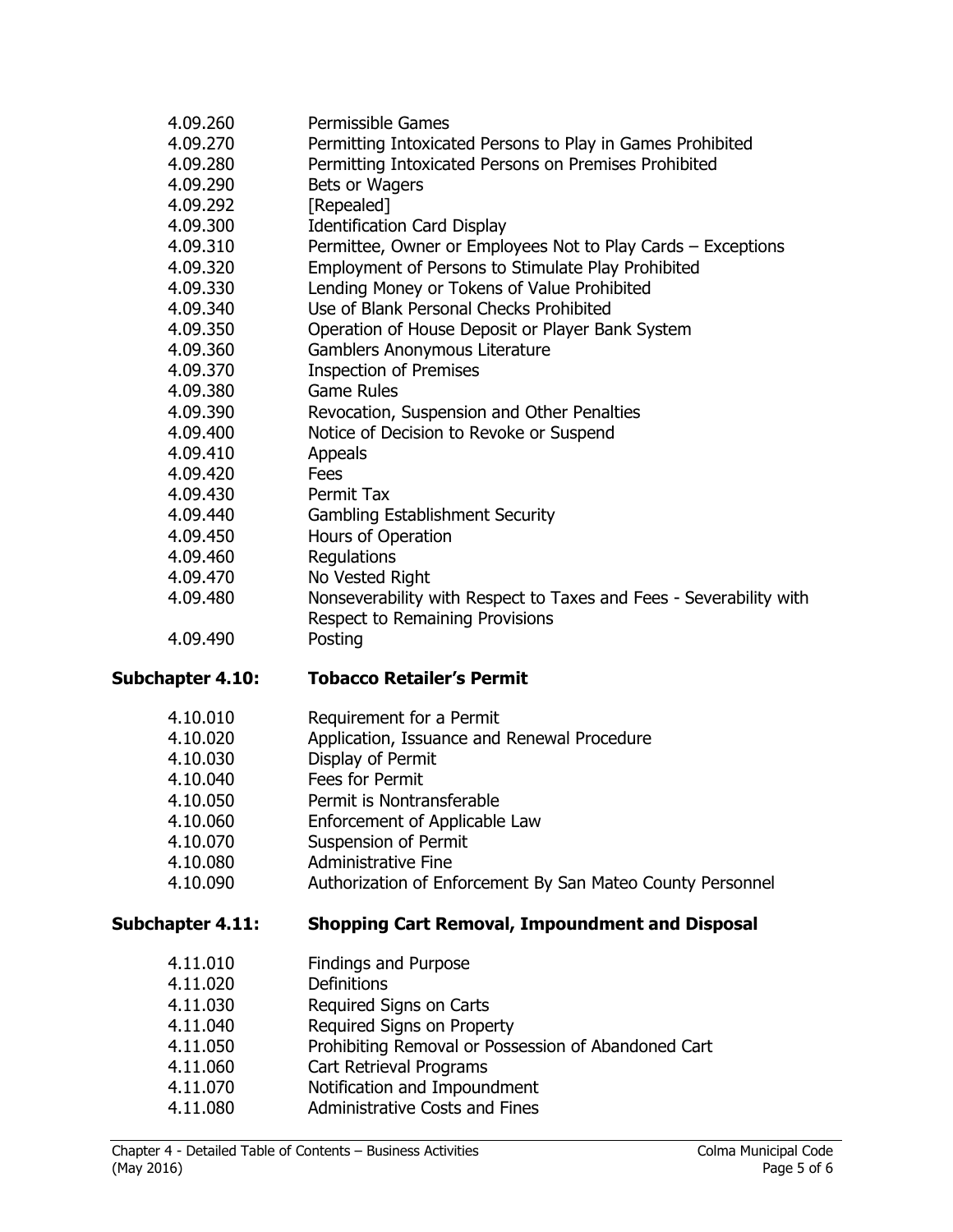| | |
|---|---|
| 4.09.260 | Permissible Games |
| 4.09.270 | Permitting Intoxicated Persons to Play in Games Prohibited |
| 4.09.280 | Permitting Intoxicated Persons on Premises Prohibited |
| 4.09.290 | Bets or Wagers |
| 4.09.292 | [Repealed] |
| 4.09.300 | Identification Card Display |
| 4.09.310 | Permittee, Owner or Employees Not to Play Cards – Exceptions |
| 4.09.320 | Employment of Persons to Stimulate Play Prohibited |
| 4.09.330 | Lending Money or Tokens of Value Prohibited |
| 4.09.340 | Use of Blank Personal Checks Prohibited |
| 4.09.350 | Operation of House Deposit or Player Bank System |
| 4.09.360 | Gamblers Anonymous Literature |
| 4.09.370 | Inspection of Premises |
| 4.09.380 | Game Rules |
| 4.09.390 | Revocation, Suspension and Other Penalties |
| 4.09.400 | Notice of Decision to Revoke or Suspend |
| 4.09.410 | Appeals |
| 4.09.420 | Fees |
| 4.09.430 | Permit Tax |
| 4.09.440 | Gambling Establishment Security |
| 4.09.450 | Hours of Operation |
| 4.09.460 | Regulations |
| 4.09.470 | No Vested Right |
| 4.09.480 | Nonseverability with Respect to Taxes and Fees - Severability with Respect to Remaining Provisions |
| 4.09.490 | Posting |

## Subchapter 4.10: Tobacco Retailer's Permit

| | |
|---|---|
| 4.10.010 | Requirement for a Permit |
| 4.10.020 | Application, Issuance and Renewal Procedure |
| 4.10.030 | Display of Permit |
| 4.10.040 | Fees for Permit |
| 4.10.050 | Permit is Nontransferable |
| 4.10.060 | Enforcement of Applicable Law |
| 4.10.070 | Suspension of Permit |
| 4.10.080 | Administrative Fine |
| 4.10.090 | Authorization of Enforcement By San Mateo County Personnel |

## Subchapter 4.11: Shopping Cart Removal, Impoundment and Disposal

| | |
|---|---|
| 4.11.010 | Findings and Purpose |
| 4.11.020 | Definitions |
| 4.11.030 | Required Signs on Carts |
| 4.11.040 | Required Signs on Property |
| 4.11.050 | Prohibiting Removal or Possession of Abandoned Cart |
| 4.11.060 | Cart Retrieval Programs |
| 4.11.070 | Notification and Impoundment |
| 4.11.080 | Administrative Costs and Fines |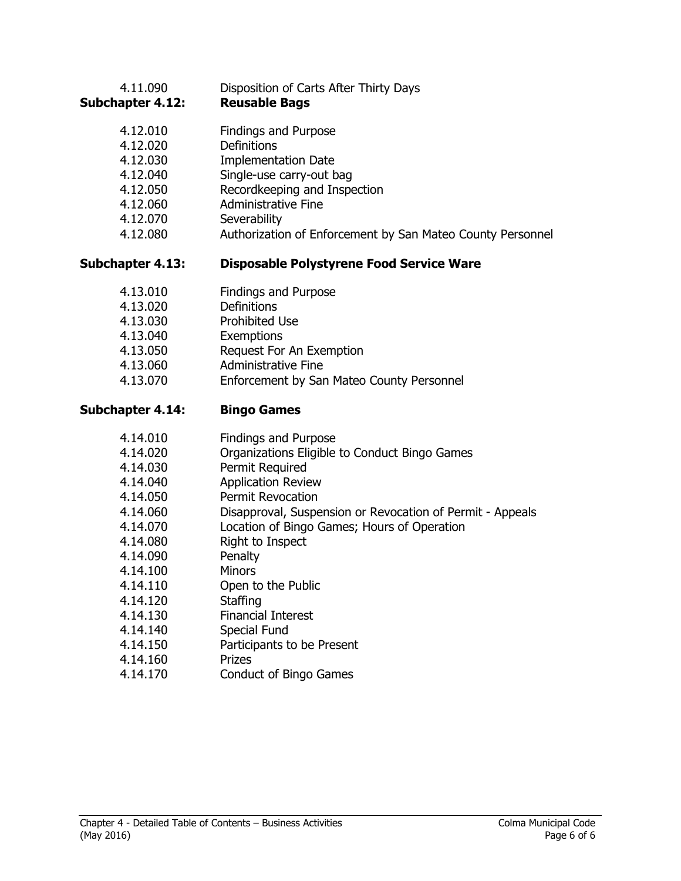4.11.090 Disposition of Carts After Thirty Days

**Subchapter 4.12: Reusable Bags**

4.12.010 Findings and Purpose
4.12.020 Definitions
4.12.030 Implementation Date
4.12.040 Single-use carry-out bag
4.12.050 Recordkeeping and Inspection
4.12.060 Administrative Fine
4.12.070 Severability
4.12.080 Authorization of Enforcement by San Mateo County Personnel

**Subchapter 4.13: Disposable Polystyrene Food Service Ware**

4.13.010 Findings and Purpose
4.13.020 Definitions
4.13.030 Prohibited Use
4.13.040 Exemptions
4.13.050 Request For An Exemption
4.13.060 Administrative Fine
4.13.070 Enforcement by San Mateo County Personnel

**Subchapter 4.14: Bingo Games**

4.14.010 Findings and Purpose
4.14.020 Organizations Eligible to Conduct Bingo Games
4.14.030 Permit Required
4.14.040 Application Review
4.14.050 Permit Revocation
4.14.060 Disapproval, Suspension or Revocation of Permit - Appeals
4.14.070 Location of Bingo Games; Hours of Operation
4.14.080 Right to Inspect
4.14.090 Penalty
4.14.100 Minors
4.14.110 Open to the Public
4.14.120 Staffing
4.14.130 Financial Interest
4.14.140 Special Fund
4.14.150 Participants to be Present
4.14.160 Prizes
4.14.170 Conduct of Bingo Games